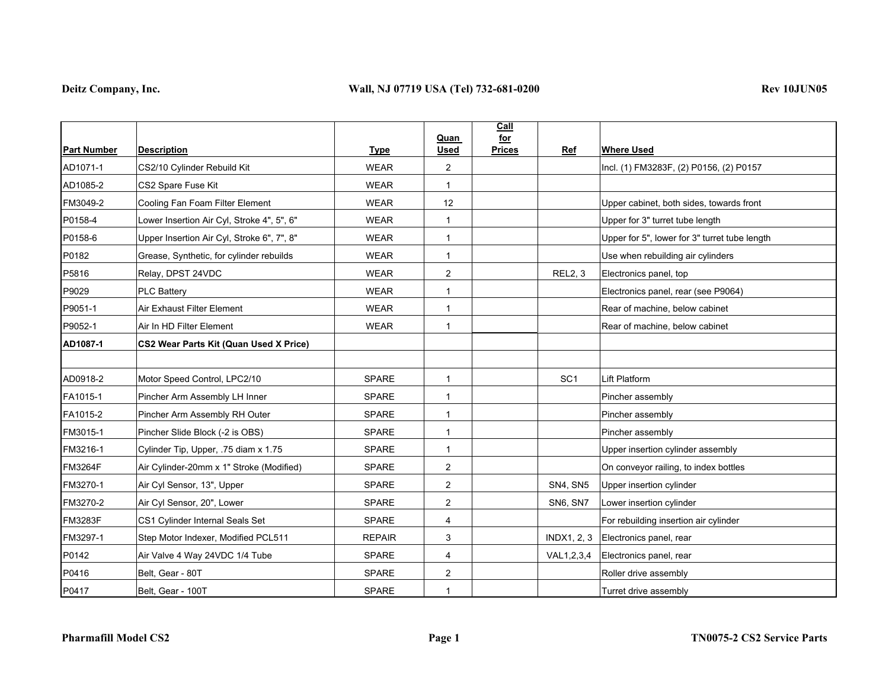| Part Number | Description | Type | Quan Used | Call for Prices | Ref | Where Used |
|---|---|---|---|---|---|---|
| AD1071-1 | CS2/10 Cylinder Rebuild Kit | WEAR | 2 | | | Incl. (1) FM3283F, (2) P0156, (2) P0157 |
| AD1085-2 | CS2 Spare Fuse Kit | WEAR | 1 | | | |
| FM3049-2 | Cooling Fan Foam Filter Element | WEAR | 12 | | | Upper cabinet, both sides, towards front |
| P0158-4 | Lower Insertion Air Cyl, Stroke 4", 5", 6" | WEAR | 1 | | | Upper for 3" turret tube length |
| P0158-6 | Upper Insertion Air Cyl, Stroke 6", 7", 8" | WEAR | 1 | | | Upper for 5", lower for 3" turret tube length |
| P0182 | Grease, Synthetic, for cylinder rebuilds | WEAR | 1 | | | Use when rebuilding air cylinders |
| P5816 | Relay, DPST 24VDC | WEAR | 2 | | REL2, 3 | Electronics panel, top |
| P9029 | PLC Battery | WEAR | 1 | | | Electronics panel, rear (see P9064) |
| P9051-1 | Air Exhaust Filter Element | WEAR | 1 | | | Rear of machine, below cabinet |
| P9052-1 | Air In HD Filter Element | WEAR | 1 | | | Rear of machine, below cabinet |
| **AD1087-1** | **CS2 Wear Parts Kit (Quan Used X Price)** | | | | | |
| | | | | | | |
| AD0918-2 | Motor Speed Control, LPC2/10 | SPARE | 1 | | SC1 | Lift Platform |
| FA1015-1 | Pincher Arm Assembly LH Inner | SPARE | 1 | | | Pincher assembly |
| FA1015-2 | Pincher Arm Assembly RH Outer | SPARE | 1 | | | Pincher assembly |
| FM3015-1 | Pincher Slide Block (-2 is OBS) | SPARE | 1 | | | Pincher assembly |
| FM3216-1 | Cylinder Tip, Upper, .75 diam x 1.75 | SPARE | 1 | | | Upper insertion cylinder assembly |
| FM3264F | Air Cylinder-20mm x 1" Stroke (Modified) | SPARE | 2 | | | On conveyor railing, to index bottles |
| FM3270-1 | Air Cyl Sensor, 13", Upper | SPARE | 2 | | SN4, SN5 | Upper insertion cylinder |
| FM3270-2 | Air Cyl Sensor, 20", Lower | SPARE | 2 | | SN6, SN7 | Lower insertion cylinder |
| FM3283F | CS1 Cylinder Internal Seals Set | SPARE | 4 | | | For rebuilding insertion air cylinder |
| FM3297-1 | Step Motor Indexer, Modified PCL511 | REPAIR | 3 | | INDX1, 2, 3 | Electronics panel, rear |
| P0142 | Air Valve 4 Way 24VDC 1/4 Tube | SPARE | 4 | | VAL1,2,3,4 | Electronics panel, rear |
| P0416 | Belt, Gear - 80T | SPARE | 2 | | | Roller drive assembly |
| P0417 | Belt, Gear - 100T | SPARE | 1 | | | Turret drive assembly |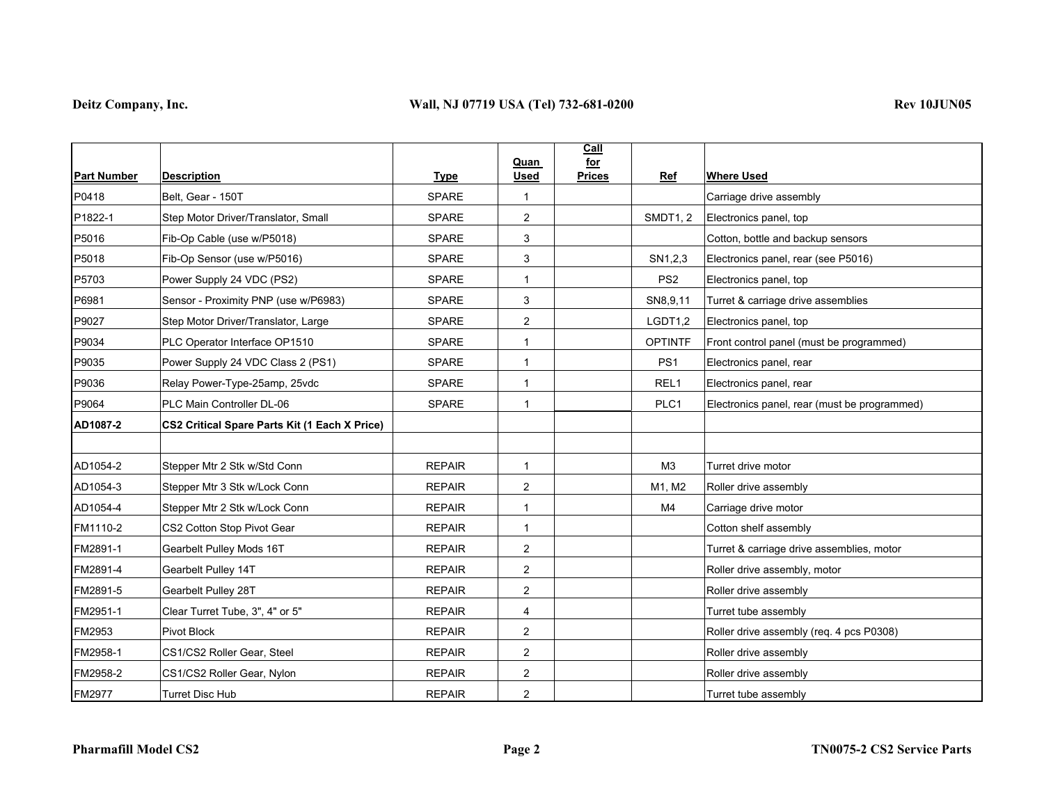| Part Number | Description | Type | Quan Used | Call for Prices | Ref | Where Used |
|---|---|---|---|---|---|---|
| P0418 | Belt, Gear - 150T | SPARE | 1 | | | Carriage drive assembly |
| P1822-1 | Step Motor Driver/Translator, Small | SPARE | 2 | | SMDT1, 2 | Electronics panel, top |
| P5016 | Fib-Op Cable (use w/P5018) | SPARE | 3 | | | Cotton, bottle and backup sensors |
| P5018 | Fib-Op Sensor (use w/P5016) | SPARE | 3 | | SN1,2,3 | Electronics panel, rear (see P5016) |
| P5703 | Power Supply 24 VDC (PS2) | SPARE | 1 | | PS2 | Electronics panel, top |
| P6981 | Sensor - Proximity PNP (use w/P6983) | SPARE | 3 | | SN8,9,11 | Turret & carriage drive assemblies |
| P9027 | Step Motor Driver/Translator, Large | SPARE | 2 | | LGDT1,2 | Electronics panel, top |
| P9034 | PLC Operator Interface OP1510 | SPARE | 1 | | OPTINTF | Front control panel (must be programmed) |
| P9035 | Power Supply 24 VDC Class 2 (PS1) | SPARE | 1 | | PS1 | Electronics panel, rear |
| P9036 | Relay Power-Type-25amp, 25vdc | SPARE | 1 | | REL1 | Electronics panel, rear |
| P9064 | PLC Main Controller DL-06 | SPARE | 1 | | PLC1 | Electronics panel, rear (must be programmed) |
| **AD1087-2** | **CS2 Critical Spare Parts Kit (1 Each X Price)** | | | | | |
| | | | | | | |
| AD1054-2 | Stepper Mtr 2 Stk w/Std Conn | REPAIR | 1 | | M3 | Turret drive motor |
| AD1054-3 | Stepper Mtr 3 Stk w/Lock Conn | REPAIR | 2 | | M1, M2 | Roller drive assembly |
| AD1054-4 | Stepper Mtr 2 Stk w/Lock Conn | REPAIR | 1 | | M4 | Carriage drive motor |
| FM1110-2 | CS2 Cotton Stop Pivot Gear | REPAIR | 1 | | | Cotton shelf assembly |
| FM2891-1 | Gearbelt Pulley Mods 16T | REPAIR | 2 | | | Turret & carriage drive assemblies, motor |
| FM2891-4 | Gearbelt Pulley 14T | REPAIR | 2 | | | Roller drive assembly, motor |
| FM2891-5 | Gearbelt Pulley 28T | REPAIR | 2 | | | Roller drive assembly |
| FM2951-1 | Clear Turret Tube, 3", 4" or 5" | REPAIR | 4 | | | Turret tube assembly |
| FM2953 | Pivot Block | REPAIR | 2 | | | Roller drive assembly (req. 4 pcs P0308) |
| FM2958-1 | CS1/CS2 Roller Gear, Steel | REPAIR | 2 | | | Roller drive assembly |
| FM2958-2 | CS1/CS2 Roller Gear, Nylon | REPAIR | 2 | | | Roller drive assembly |
| FM2977 | Turret Disc Hub | REPAIR | 2 | | | Turret tube assembly |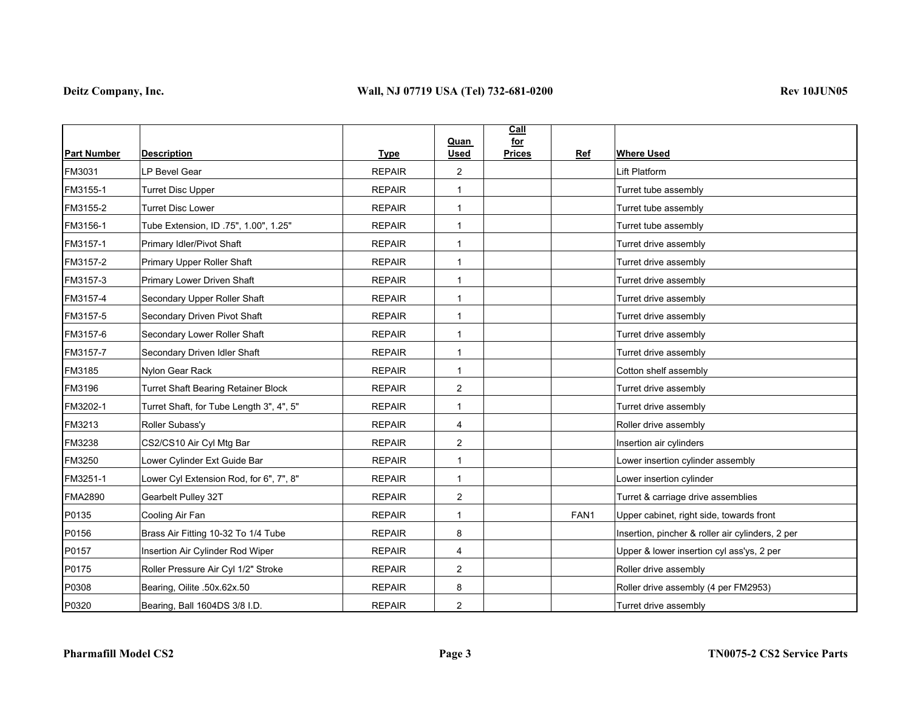| Part Number | Description | Type | Quan Used | Call for Prices | Ref | Where Used |
|---|---|---|---|---|---|---|
| FM3031 | LP Bevel Gear | REPAIR | 2 | | | Lift Platform |
| FM3155-1 | Turret Disc Upper | REPAIR | 1 | | | Turret tube assembly |
| FM3155-2 | Turret Disc Lower | REPAIR | 1 | | | Turret tube assembly |
| FM3156-1 | Tube Extension, ID .75", 1.00", 1.25" | REPAIR | 1 | | | Turret tube assembly |
| FM3157-1 | Primary Idler/Pivot Shaft | REPAIR | 1 | | | Turret drive assembly |
| FM3157-2 | Primary Upper Roller Shaft | REPAIR | 1 | | | Turret drive assembly |
| FM3157-3 | Primary Lower Driven Shaft | REPAIR | 1 | | | Turret drive assembly |
| FM3157-4 | Secondary Upper Roller Shaft | REPAIR | 1 | | | Turret drive assembly |
| FM3157-5 | Secondary Driven Pivot Shaft | REPAIR | 1 | | | Turret drive assembly |
| FM3157-6 | Secondary Lower Roller Shaft | REPAIR | 1 | | | Turret drive assembly |
| FM3157-7 | Secondary Driven Idler Shaft | REPAIR | 1 | | | Turret drive assembly |
| FM3185 | Nylon Gear Rack | REPAIR | 1 | | | Cotton shelf assembly |
| FM3196 | Turret Shaft Bearing Retainer Block | REPAIR | 2 | | | Turret drive assembly |
| FM3202-1 | Turret Shaft, for Tube Length 3", 4", 5" | REPAIR | 1 | | | Turret drive assembly |
| FM3213 | Roller Subass'y | REPAIR | 4 | | | Roller drive assembly |
| FM3238 | CS2/CS10 Air Cyl Mtg Bar | REPAIR | 2 | | | Insertion air cylinders |
| FM3250 | Lower Cylinder Ext Guide Bar | REPAIR | 1 | | | Lower insertion cylinder assembly |
| FM3251-1 | Lower Cyl Extension Rod, for 6", 7", 8" | REPAIR | 1 | | | Lower insertion cylinder |
| FMA2890 | Gearbelt Pulley 32T | REPAIR | 2 | | | Turret & carriage drive assemblies |
| P0135 | Cooling Air Fan | REPAIR | 1 | | FAN1 | Upper cabinet, right side, towards front |
| P0156 | Brass Air Fitting 10-32 To 1/4 Tube | REPAIR | 8 | | | Insertion, pincher & roller air cylinders, 2 per |
| P0157 | Insertion Air Cylinder Rod Wiper | REPAIR | 4 | | | Upper & lower insertion cyl ass'ys, 2 per |
| P0175 | Roller Pressure Air Cyl 1/2" Stroke | REPAIR | 2 | | | Roller drive assembly |
| P0308 | Bearing, Oilite .50x.62x.50 | REPAIR | 8 | | | Roller drive assembly (4 per FM2953) |
| P0320 | Bearing, Ball 1604DS 3/8 I.D. | REPAIR | 2 | | | Turret drive assembly |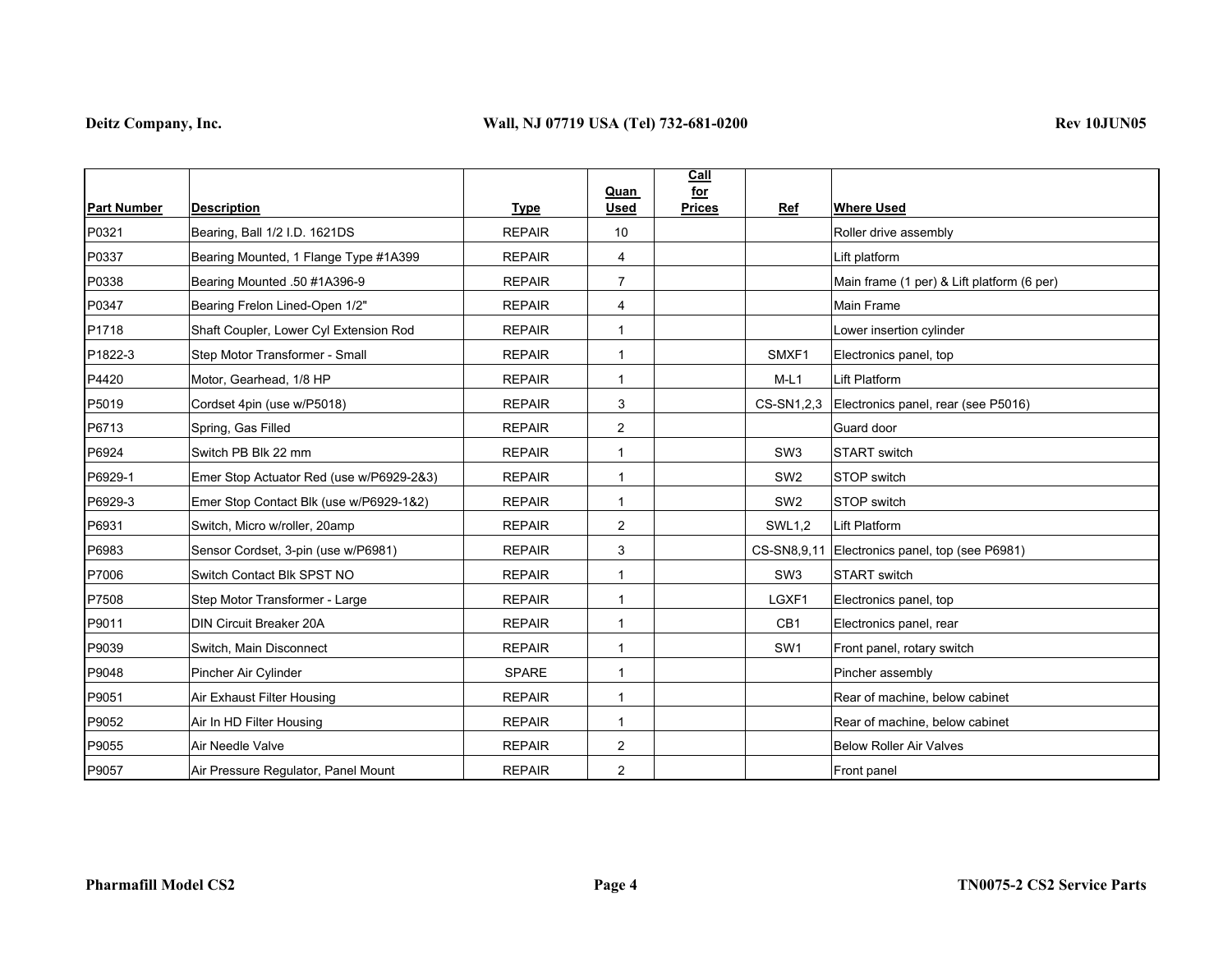| Part Number | Description | Type | Quan Used | Call for Prices | Ref | Where Used |
|---|---|---|---|---|---|---|
| P0321 | Bearing, Ball 1/2 I.D. 1621DS | REPAIR | 10 | | | Roller drive assembly |
| P0337 | Bearing Mounted, 1 Flange Type #1A399 | REPAIR | 4 | | | Lift platform |
| P0338 | Bearing Mounted .50 #1A396-9 | REPAIR | 7 | | | Main frame (1 per) & Lift platform (6 per) |
| P0347 | Bearing Frelon Lined-Open 1/2" | REPAIR | 4 | | | Main Frame |
| P1718 | Shaft Coupler, Lower Cyl Extension Rod | REPAIR | 1 | | | Lower insertion cylinder |
| P1822-3 | Step Motor Transformer - Small | REPAIR | 1 | | SMXF1 | Electronics panel, top |
| P4420 | Motor, Gearhead, 1/8 HP | REPAIR | 1 | | M-L1 | Lift Platform |
| P5019 | Cordset 4pin (use w/P5018) | REPAIR | 3 | | CS-SN1,2,3 | Electronics panel, rear (see P5016) |
| P6713 | Spring, Gas Filled | REPAIR | 2 | | | Guard door |
| P6924 | Switch PB Blk 22 mm | REPAIR | 1 | | SW3 | START switch |
| P6929-1 | Emer Stop Actuator Red (use w/P6929-2&3) | REPAIR | 1 | | SW2 | STOP switch |
| P6929-3 | Emer Stop Contact Blk (use w/P6929-1&2) | REPAIR | 1 | | SW2 | STOP switch |
| P6931 | Switch, Micro w/roller, 20amp | REPAIR | 2 | | SWL1,2 | Lift Platform |
| P6983 | Sensor Cordset, 3-pin (use w/P6981) | REPAIR | 3 | | CS-SN8,9,11 | Electronics panel, top (see P6981) |
| P7006 | Switch Contact Blk SPST NO | REPAIR | 1 | | SW3 | START switch |
| P7508 | Step Motor Transformer - Large | REPAIR | 1 | | LGXF1 | Electronics panel, top |
| P9011 | DIN Circuit Breaker 20A | REPAIR | 1 | | CB1 | Electronics panel, rear |
| P9039 | Switch, Main Disconnect | REPAIR | 1 | | SW1 | Front panel, rotary switch |
| P9048 | Pincher Air Cylinder | SPARE | 1 | | | Pincher assembly |
| P9051 | Air Exhaust Filter Housing | REPAIR | 1 | | | Rear of machine, below cabinet |
| P9052 | Air In HD Filter Housing | REPAIR | 1 | | | Rear of machine, below cabinet |
| P9055 | Air Needle Valve | REPAIR | 2 | | | Below Roller Air Valves |
| P9057 | Air Pressure Regulator, Panel Mount | REPAIR | 2 | | | Front panel |